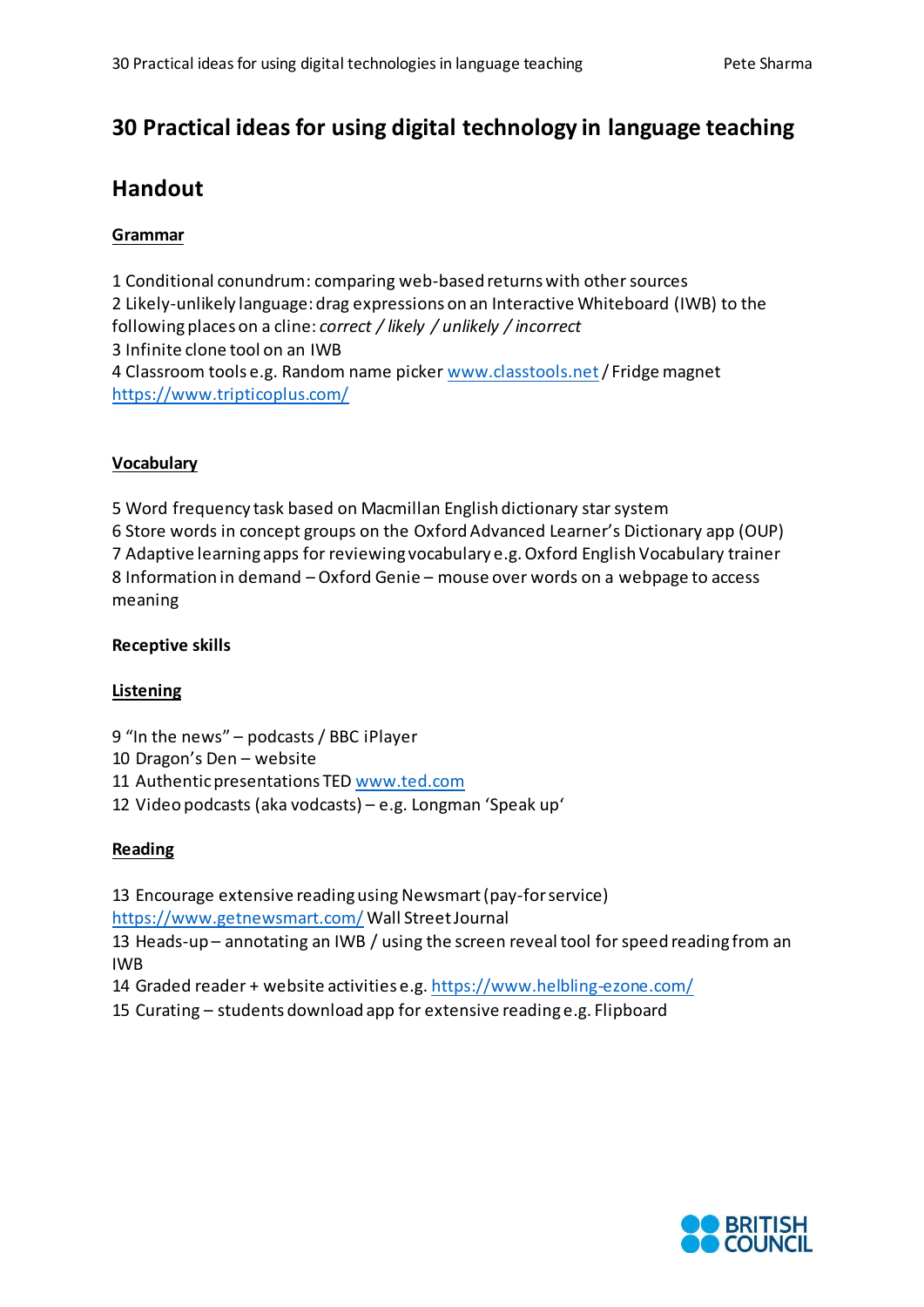# 30 Practical ideas for using digital technology in language teaching

## Handout

**Grammar**

1 Conditional conundrum: comparing web-based returns with other sources
2 Likely-unlikely language: drag expressions on an Interactive Whiteboard (IWB) to the following places on a cline: *correct / likely / unlikely / incorrect*
3 Infinite clone tool on an IWB
4 Classroom tools e.g. Random name picker www.classtools.net / Fridge magnet https://www.tripticoplus.com/

**Vocabulary**

5 Word frequency task based on Macmillan English dictionary star system
6 Store words in concept groups on the Oxford Advanced Learner's Dictionary app (OUP)
7 Adaptive learning apps for reviewing vocabulary e.g. Oxford English Vocabulary trainer
8 Information in demand – Oxford Genie – mouse over words on a webpage to access meaning

**Receptive skills**

**Listening**

9 "In the news" – podcasts / BBC iPlayer
10 Dragon's Den – website
11 Authentic presentations TED www.ted.com
12 Video podcasts (aka vodcasts) – e.g. Longman 'Speak up'

**Reading**

13 Encourage extensive reading using Newsmart (pay-for service) https://www.getnewsmart.com/ Wall Street Journal
13 Heads-up – annotating an IWB / using the screen reveal tool for speed reading from an IWB
14 Graded reader + website activities e.g. https://www.helbling-ezone.com/
15 Curating – students download app for extensive reading e.g. Flipboard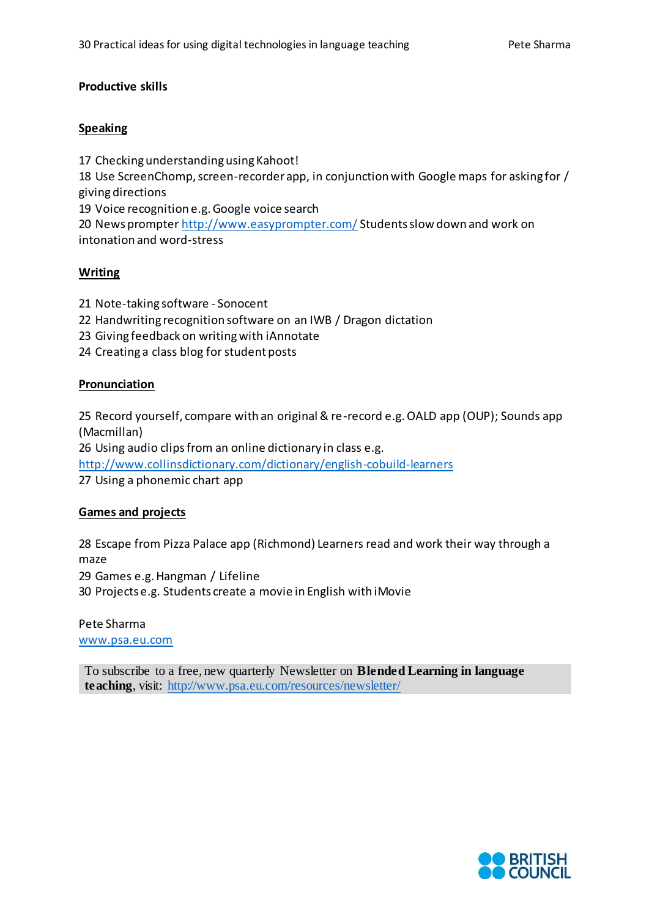## Productive skills

### Speaking

17 Checking understanding using Kahoot!
18 Use ScreenChomp, screen-recorder app, in conjunction with Google maps for asking for / giving directions
19 Voice recognition e.g. Google voice search
20 News prompter http://www.easyprompter.com/ Students slow down and work on intonation and word-stress

### Writing

21 Note-taking software - Sonocent
22 Handwriting recognition software on an IWB / Dragon dictation
23 Giving feedback on writing with iAnnotate
24 Creating a class blog for student posts

### Pronunciation

25 Record yourself, compare with an original & re-record e.g. OALD app (OUP); Sounds app (Macmillan)
26 Using audio clips from an online dictionary in class e.g. http://www.collinsdictionary.com/dictionary/english-cobuild-learners
27 Using a phonemic chart app

### Games and projects

28 Escape from Pizza Palace app (Richmond) Learners read and work their way through a maze
29 Games e.g. Hangman / Lifeline
30 Projects e.g. Students create a movie in English with iMovie

Pete Sharma
www.psa.eu.com

To subscribe to a free, new quarterly Newsletter on **Blended Learning in language teaching**, visit: http://www.psa.eu.com/resources/newsletter/

BRITISH COUNCIL